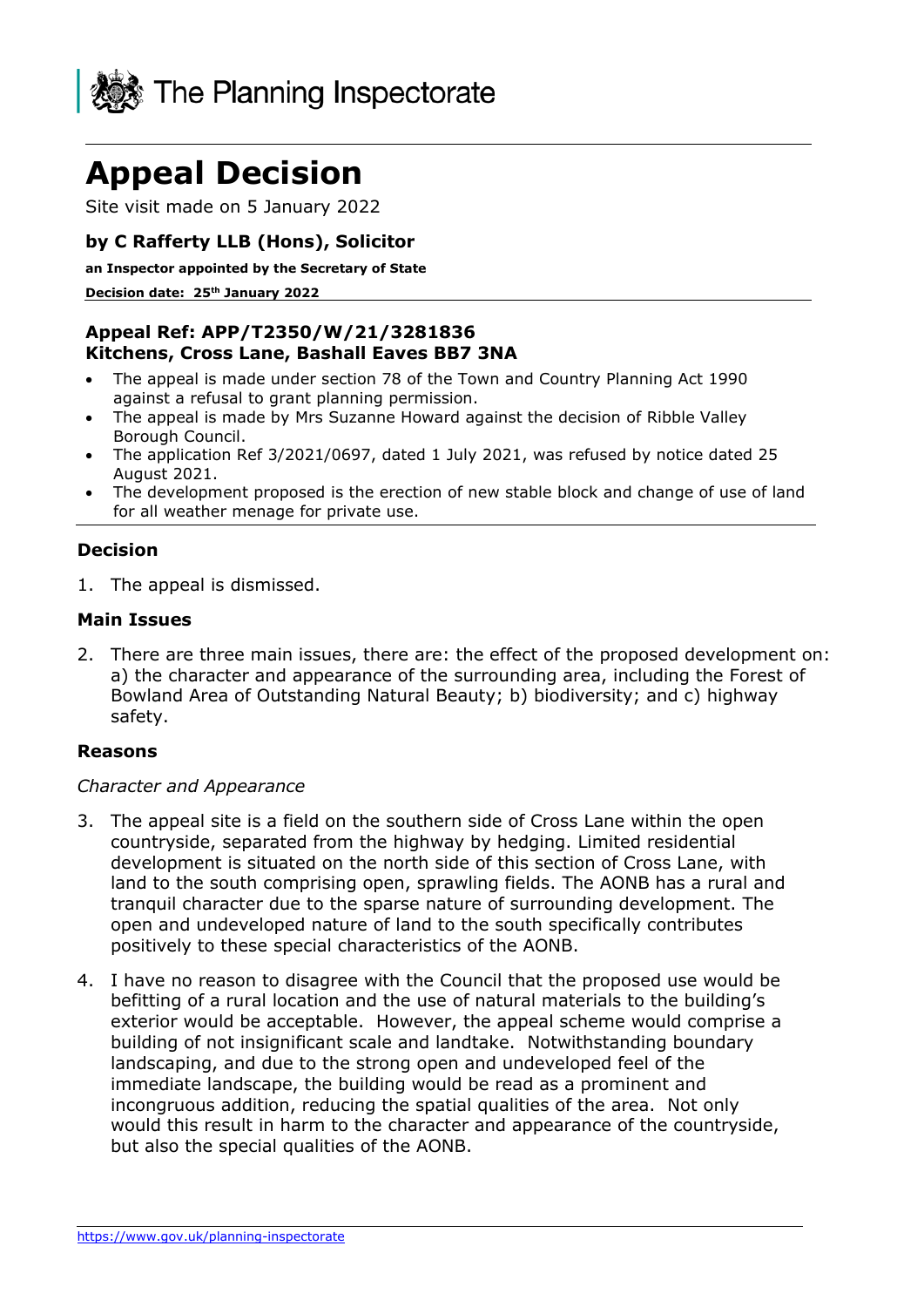The Planning Inspectorate

# Appeal Decision

Site visit made on 5 January 2022

### by C Rafferty LLB (Hons), Solicitor

**an Inspector appointed by the Secretary of State**

**Decision date: 25th January 2022**

**Appeal Ref: APP/T2350/W/21/3281836**
**Kitchens, Cross Lane, Bashall Eaves BB7 3NA**

- The appeal is made under section 78 of the Town and Country Planning Act 1990 against a refusal to grant planning permission.
- The appeal is made by Mrs Suzanne Howard against the decision of Ribble Valley Borough Council.
- The application Ref 3/2021/0697, dated 1 July 2021, was refused by notice dated 25 August 2021.
- The development proposed is the erection of new stable block and change of use of land for all weather menage for private use.

### Decision

1. The appeal is dismissed.

### Main Issues

2. There are three main issues, there are: the effect of the proposed development on: a) the character and appearance of the surrounding area, including the Forest of Bowland Area of Outstanding Natural Beauty; b) biodiversity; and c) highway safety.

### Reasons

*Character and Appearance*

3. The appeal site is a field on the southern side of Cross Lane within the open countryside, separated from the highway by hedging. Limited residential development is situated on the north side of this section of Cross Lane, with land to the south comprising open, sprawling fields. The AONB has a rural and tranquil character due to the sparse nature of surrounding development. The open and undeveloped nature of land to the south specifically contributes positively to these special characteristics of the AONB.

4. I have no reason to disagree with the Council that the proposed use would be befitting of a rural location and the use of natural materials to the building's exterior would be acceptable. However, the appeal scheme would comprise a building of not insignificant scale and landtake. Notwithstanding boundary landscaping, and due to the strong open and undeveloped feel of the immediate landscape, the building would be read as a prominent and incongruous addition, reducing the spatial qualities of the area. Not only would this result in harm to the character and appearance of the countryside, but also the special qualities of the AONB.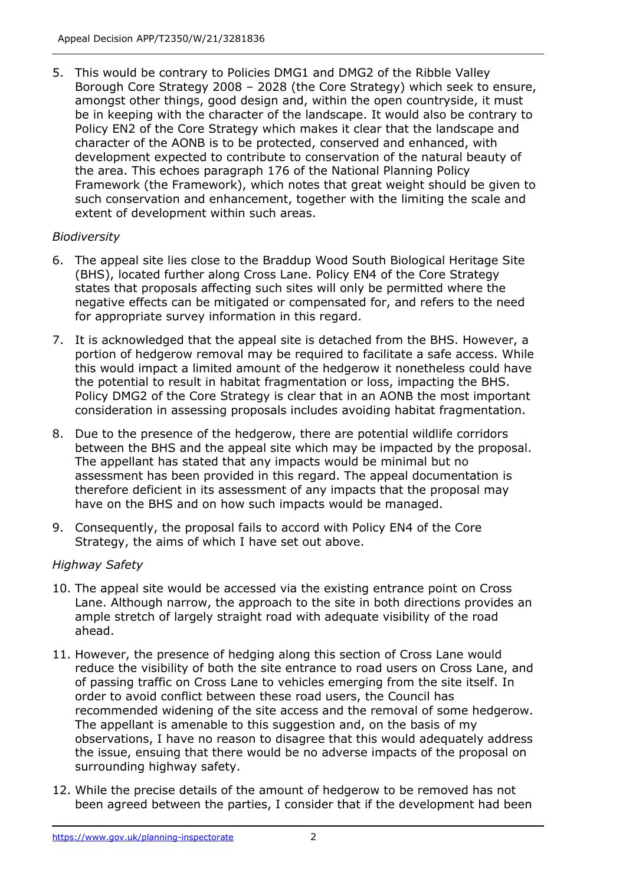5. This would be contrary to Policies DMG1 and DMG2 of the Ribble Valley Borough Core Strategy 2008 – 2028 (the Core Strategy) which seek to ensure, amongst other things, good design and, within the open countryside, it must be in keeping with the character of the landscape. It would also be contrary to Policy EN2 of the Core Strategy which makes it clear that the landscape and character of the AONB is to be protected, conserved and enhanced, with development expected to contribute to conservation of the natural beauty of the area. This echoes paragraph 176 of the National Planning Policy Framework (the Framework), which notes that great weight should be given to such conservation and enhancement, together with the limiting the scale and extent of development within such areas.

*Biodiversity*

6. The appeal site lies close to the Braddup Wood South Biological Heritage Site (BHS), located further along Cross Lane. Policy EN4 of the Core Strategy states that proposals affecting such sites will only be permitted where the negative effects can be mitigated or compensated for, and refers to the need for appropriate survey information in this regard.

7. It is acknowledged that the appeal site is detached from the BHS. However, a portion of hedgerow removal may be required to facilitate a safe access. While this would impact a limited amount of the hedgerow it nonetheless could have the potential to result in habitat fragmentation or loss, impacting the BHS. Policy DMG2 of the Core Strategy is clear that in an AONB the most important consideration in assessing proposals includes avoiding habitat fragmentation.

8. Due to the presence of the hedgerow, there are potential wildlife corridors between the BHS and the appeal site which may be impacted by the proposal. The appellant has stated that any impacts would be minimal but no assessment has been provided in this regard. The appeal documentation is therefore deficient in its assessment of any impacts that the proposal may have on the BHS and on how such impacts would be managed.

9. Consequently, the proposal fails to accord with Policy EN4 of the Core Strategy, the aims of which I have set out above.

*Highway Safety*

10. The appeal site would be accessed via the existing entrance point on Cross Lane. Although narrow, the approach to the site in both directions provides an ample stretch of largely straight road with adequate visibility of the road ahead.

11. However, the presence of hedging along this section of Cross Lane would reduce the visibility of both the site entrance to road users on Cross Lane, and of passing traffic on Cross Lane to vehicles emerging from the site itself. In order to avoid conflict between these road users, the Council has recommended widening of the site access and the removal of some hedgerow. The appellant is amenable to this suggestion and, on the basis of my observations, I have no reason to disagree that this would adequately address the issue, ensuing that there would be no adverse impacts of the proposal on surrounding highway safety.

12. While the precise details of the amount of hedgerow to be removed has not been agreed between the parties, I consider that if the development had been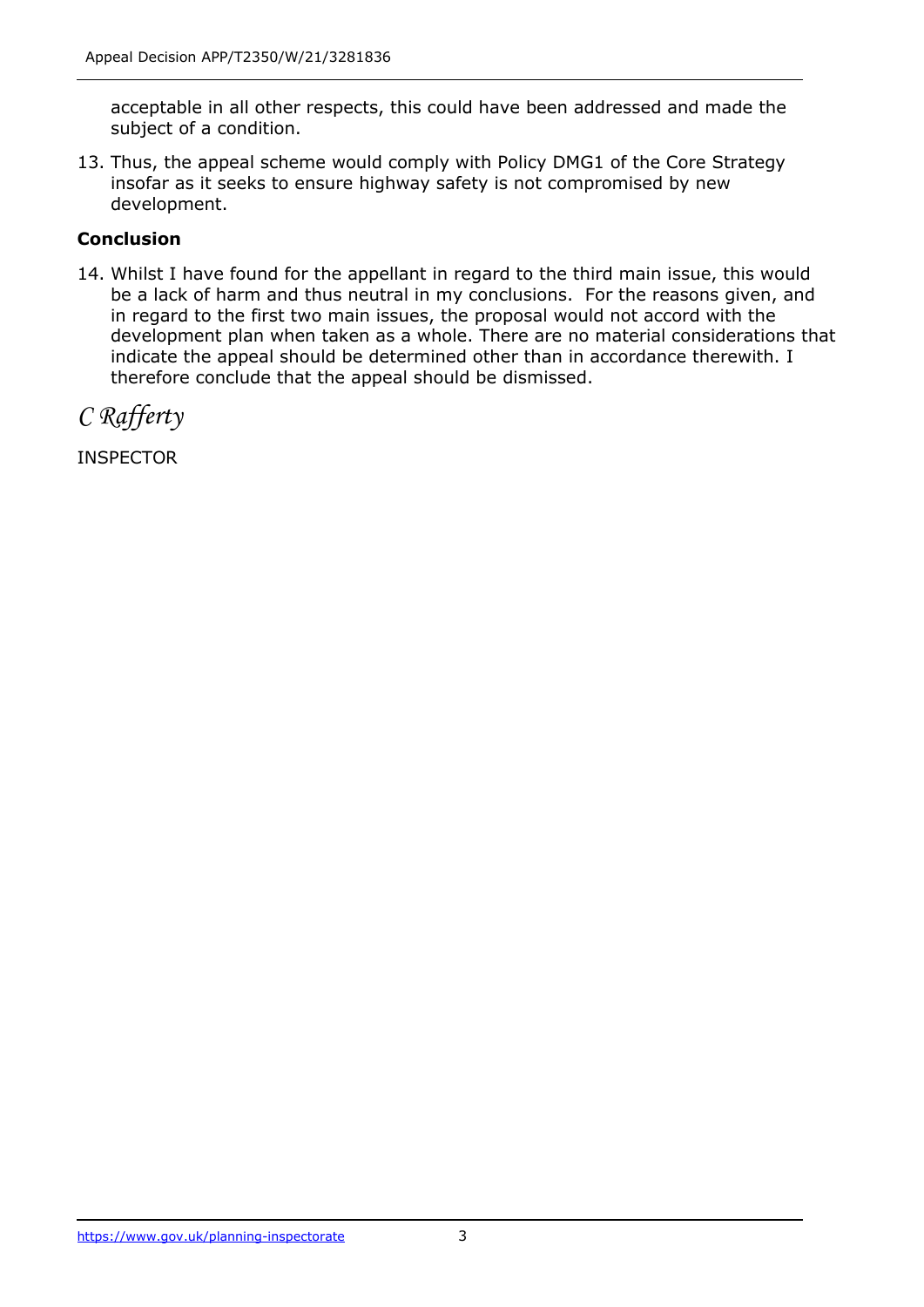acceptable in all other respects, this could have been addressed and made the subject of a condition.

13. Thus, the appeal scheme would comply with Policy DMG1 of the Core Strategy insofar as it seeks to ensure highway safety is not compromised by new development.

**Conclusion**

14. Whilst I have found for the appellant in regard to the third main issue, this would be a lack of harm and thus neutral in my conclusions. For the reasons given, and in regard to the first two main issues, the proposal would not accord with the development plan when taken as a whole. There are no material considerations that indicate the appeal should be determined other than in accordance therewith. I therefore conclude that the appeal should be dismissed.

*C Rafferty*

INSPECTOR